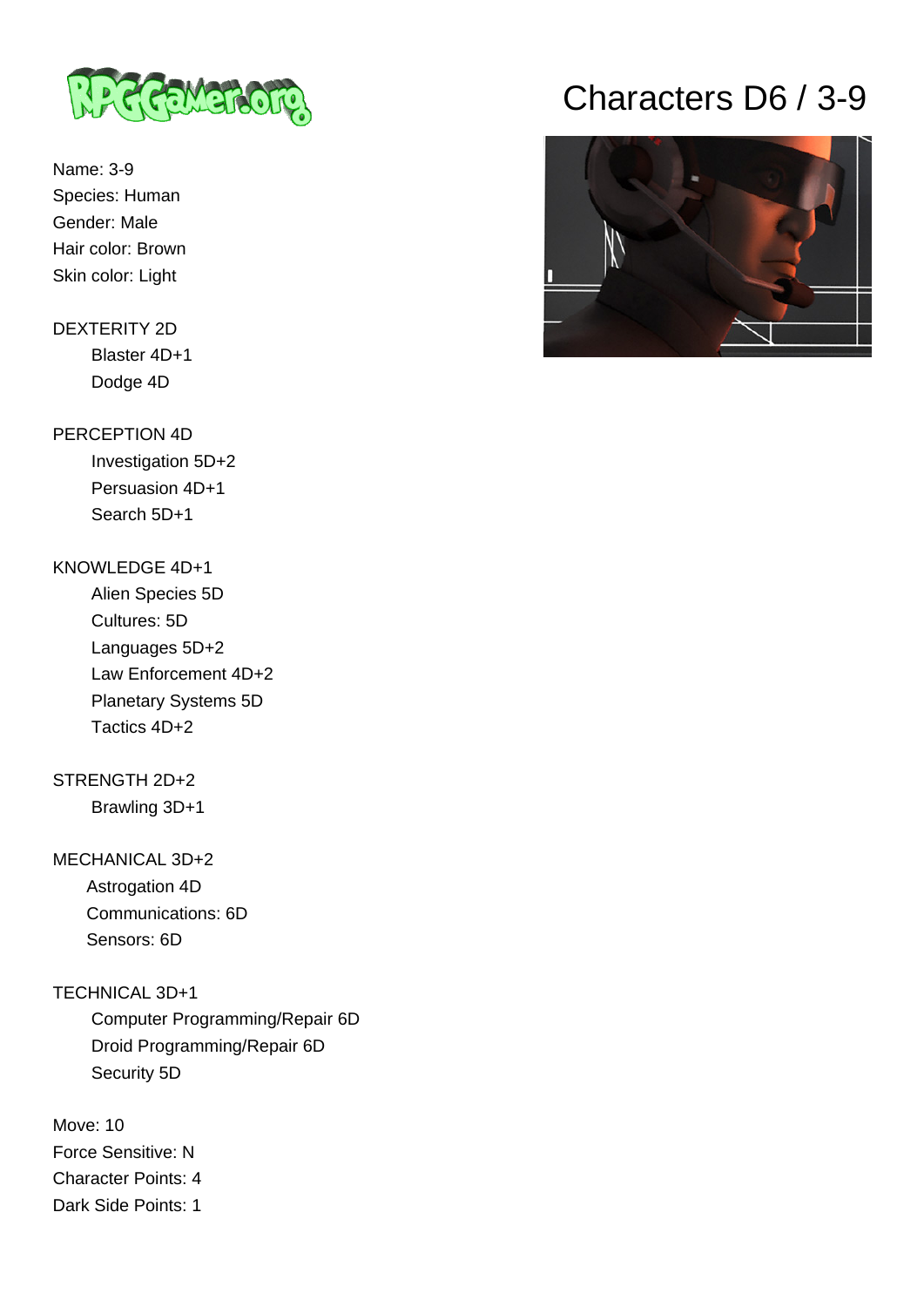# Characters D6 / 3-9

Name: 3-9
Species: Human
Gender: Male
Hair color: Brown
Skin color: Light

DEXTERITY 2D
- Blaster 4D+1
- Dodge 4D

PERCEPTION 4D
- Investigation 5D+2
- Persuasion 4D+1
- Search 5D+1

KNOWLEDGE 4D+1
- Alien Species 5D
- Cultures: 5D
- Languages 5D+2
- Law Enforcement 4D+2
- Planetary Systems 5D
- Tactics 4D+2

STRENGTH 2D+2
- Brawling 3D+1

MECHANICAL 3D+2
- Astrogation 4D
- Communications: 6D
- Sensors: 6D

TECHNICAL 3D+1
- Computer Programming/Repair 6D
- Droid Programming/Repair 6D
- Security 5D

Move: 10
Force Sensitive: N
Character Points: 4
Dark Side Points: 1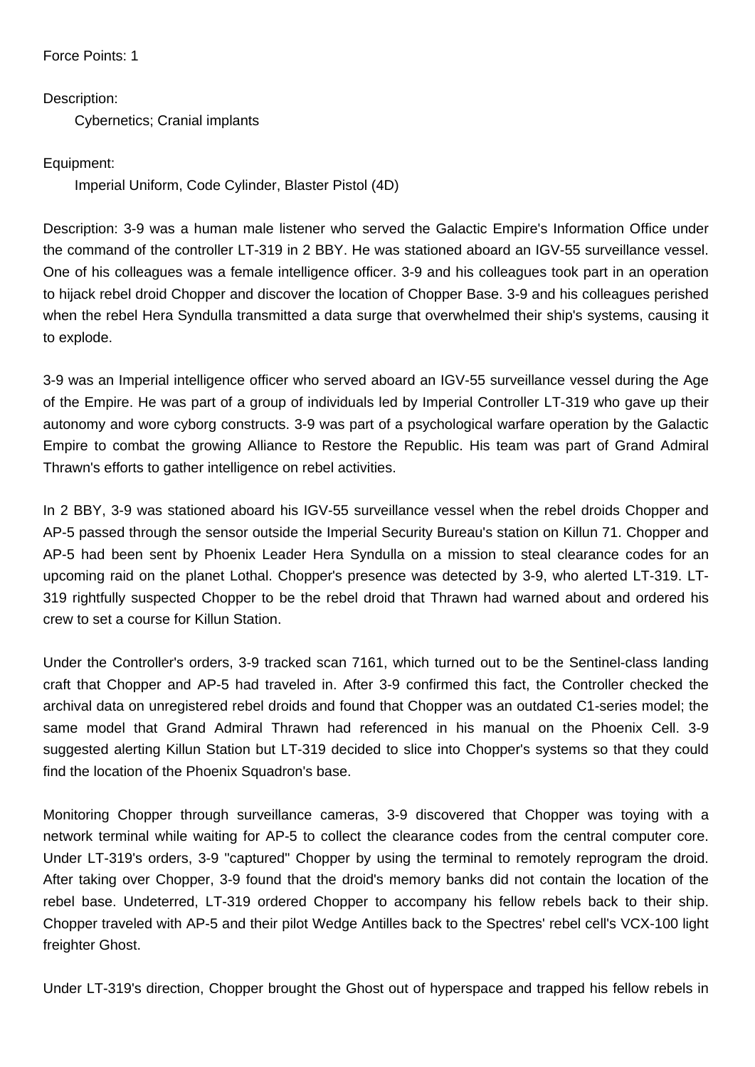Force Points: 1

Description:

Cybernetics; Cranial implants

Equipment:

Imperial Uniform, Code Cylinder, Blaster Pistol (4D)

Description: 3-9 was a human male listener who served the Galactic Empire's Information Office under the command of the controller LT-319 in 2 BBY. He was stationed aboard an IGV-55 surveillance vessel. One of his colleagues was a female intelligence officer. 3-9 and his colleagues took part in an operation to hijack rebel droid Chopper and discover the location of Chopper Base. 3-9 and his colleagues perished when the rebel Hera Syndulla transmitted a data surge that overwhelmed their ship's systems, causing it to explode.

3-9 was an Imperial intelligence officer who served aboard an IGV-55 surveillance vessel during the Age of the Empire. He was part of a group of individuals led by Imperial Controller LT-319 who gave up their autonomy and wore cyborg constructs. 3-9 was part of a psychological warfare operation by the Galactic Empire to combat the growing Alliance to Restore the Republic. His team was part of Grand Admiral Thrawn's efforts to gather intelligence on rebel activities.

In 2 BBY, 3-9 was stationed aboard his IGV-55 surveillance vessel when the rebel droids Chopper and AP-5 passed through the sensor outside the Imperial Security Bureau's station on Killun 71. Chopper and AP-5 had been sent by Phoenix Leader Hera Syndulla on a mission to steal clearance codes for an upcoming raid on the planet Lothal. Chopper's presence was detected by 3-9, who alerted LT-319. LT-319 rightfully suspected Chopper to be the rebel droid that Thrawn had warned about and ordered his crew to set a course for Killun Station.

Under the Controller's orders, 3-9 tracked scan 7161, which turned out to be the Sentinel-class landing craft that Chopper and AP-5 had traveled in. After 3-9 confirmed this fact, the Controller checked the archival data on unregistered rebel droids and found that Chopper was an outdated C1-series model; the same model that Grand Admiral Thrawn had referenced in his manual on the Phoenix Cell. 3-9 suggested alerting Killun Station but LT-319 decided to slice into Chopper's systems so that they could find the location of the Phoenix Squadron's base.

Monitoring Chopper through surveillance cameras, 3-9 discovered that Chopper was toying with a network terminal while waiting for AP-5 to collect the clearance codes from the central computer core. Under LT-319's orders, 3-9 "captured" Chopper by using the terminal to remotely reprogram the droid. After taking over Chopper, 3-9 found that the droid's memory banks did not contain the location of the rebel base. Undeterred, LT-319 ordered Chopper to accompany his fellow rebels back to their ship. Chopper traveled with AP-5 and their pilot Wedge Antilles back to the Spectres' rebel cell's VCX-100 light freighter Ghost.

Under LT-319's direction, Chopper brought the Ghost out of hyperspace and trapped his fellow rebels in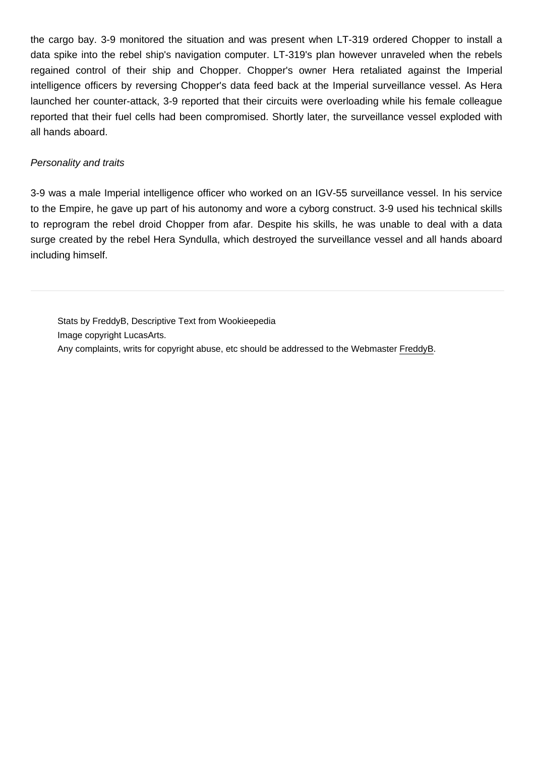the cargo bay. 3-9 monitored the situation and was present when LT-319 ordered Chopper to install a data spike into the rebel ship's navigation computer. LT-319's plan however unraveled when the rebels regained control of their ship and Chopper. Chopper's owner Hera retaliated against the Imperial intelligence officers by reversing Chopper's data feed back at the Imperial surveillance vessel. As Hera launched her counter-attack, 3-9 reported that their circuits were overloading while his female colleague reported that their fuel cells had been compromised. Shortly later, the surveillance vessel exploded with all hands aboard.

*Personality and traits*

3-9 was a male Imperial intelligence officer who worked on an IGV-55 surveillance vessel. In his service to the Empire, he gave up part of his autonomy and wore a cyborg construct. 3-9 used his technical skills to reprogram the rebel droid Chopper from afar. Despite his skills, he was unable to deal with a data surge created by the rebel Hera Syndulla, which destroyed the surveillance vessel and all hands aboard including himself.

---

Stats by FreddyB, Descriptive Text from Wookieepedia
Image copyright LucasArts.
Any complaints, writs for copyright abuse, etc should be addressed to the Webmaster FreddyB.